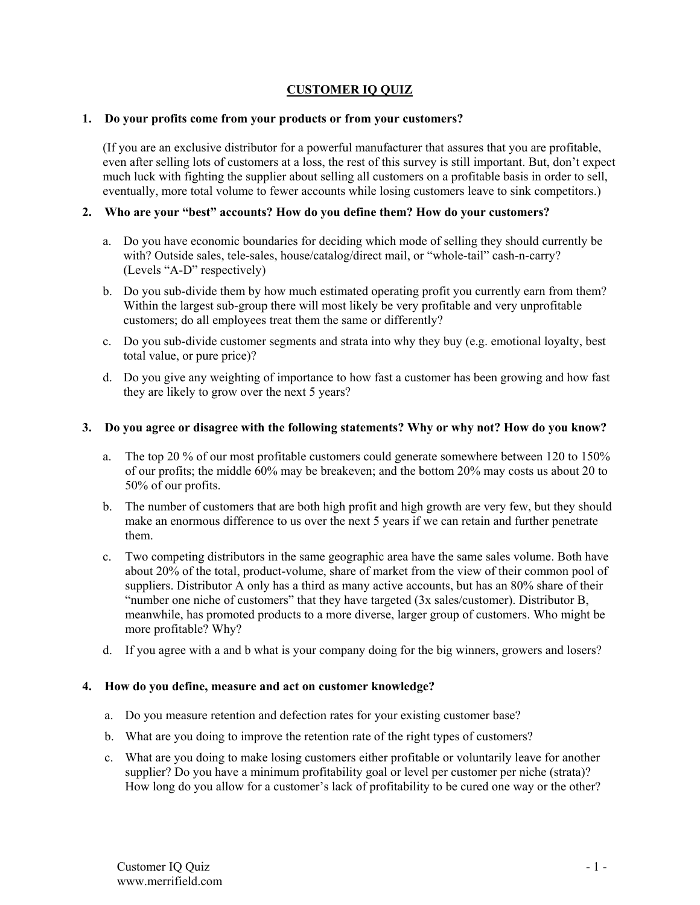# CUSTOMER IQ QUIZ

**1. Do your profits come from your products or from your customers?**

(If you are an exclusive distributor for a powerful manufacturer that assures that you are profitable, even after selling lots of customers at a loss, the rest of this survey is still important. But, don't expect much luck with fighting the supplier about selling all customers on a profitable basis in order to sell, eventually, more total volume to fewer accounts while losing customers leave to sink competitors.)

**2. Who are your "best" accounts? How do you define them? How do your customers?**

a. Do you have economic boundaries for deciding which mode of selling they should currently be with? Outside sales, tele-sales, house/catalog/direct mail, or "whole-tail" cash-n-carry? (Levels "A-D" respectively)

b. Do you sub-divide them by how much estimated operating profit you currently earn from them? Within the largest sub-group there will most likely be very profitable and very unprofitable customers; do all employees treat them the same or differently?

c. Do you sub-divide customer segments and strata into why they buy (e.g. emotional loyalty, best total value, or pure price)?

d. Do you give any weighting of importance to how fast a customer has been growing and how fast they are likely to grow over the next 5 years?

**3. Do you agree or disagree with the following statements? Why or why not? How do you know?**

a. The top 20 % of our most profitable customers could generate somewhere between 120 to 150% of our profits; the middle 60% may be breakeven; and the bottom 20% may costs us about 20 to 50% of our profits.

b. The number of customers that are both high profit and high growth are very few, but they should make an enormous difference to us over the next 5 years if we can retain and further penetrate them.

c. Two competing distributors in the same geographic area have the same sales volume. Both have about 20% of the total, product-volume, share of market from the view of their common pool of suppliers. Distributor A only has a third as many active accounts, but has an 80% share of their "number one niche of customers" that they have targeted (3x sales/customer). Distributor B, meanwhile, has promoted products to a more diverse, larger group of customers. Who might be more profitable? Why?

d. If you agree with a and b what is your company doing for the big winners, growers and losers?

**4. How do you define, measure and act on customer knowledge?**

a. Do you measure retention and defection rates for your existing customer base?

b. What are you doing to improve the retention rate of the right types of customers?

c. What are you doing to make losing customers either profitable or voluntarily leave for another supplier? Do you have a minimum profitability goal or level per customer per niche (strata)? How long do you allow for a customer's lack of profitability to be cured one way or the other?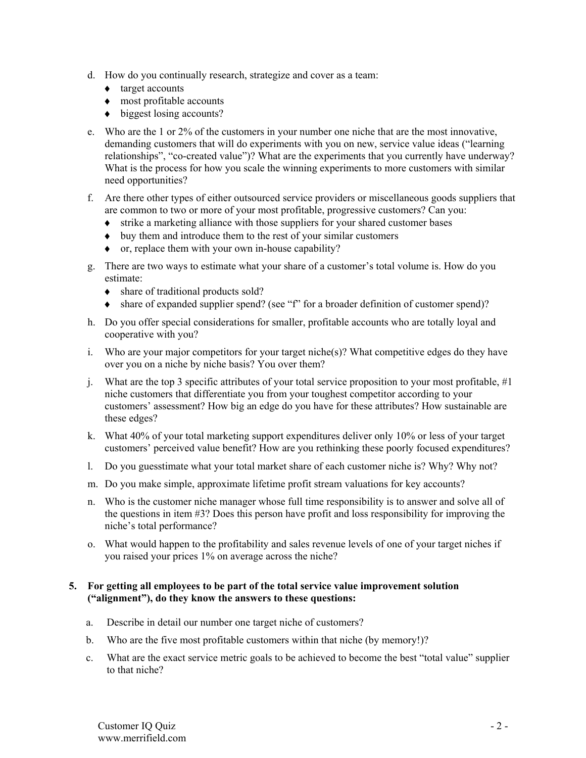d. How do you continually research, strategize and cover as a team:
   - target accounts
   - most profitable accounts
   - biggest losing accounts?

e. Who are the 1 or 2% of the customers in your number one niche that are the most innovative, demanding customers that will do experiments with you on new, service value ideas ("learning relationships", "co-created value")? What are the experiments that you currently have underway? What is the process for how you scale the winning experiments to more customers with similar need opportunities?

f. Are there other types of either outsourced service providers or miscellaneous goods suppliers that are common to two or more of your most profitable, progressive customers? Can you:
   - strike a marketing alliance with those suppliers for your shared customer bases
   - buy them and introduce them to the rest of your similar customers
   - or, replace them with your own in-house capability?

g. There are two ways to estimate what your share of a customer's total volume is. How do you estimate:
   - share of traditional products sold?
   - share of expanded supplier spend? (see "f" for a broader definition of customer spend)?

h. Do you offer special considerations for smaller, profitable accounts who are totally loyal and cooperative with you?

i. Who are your major competitors for your target niche(s)? What competitive edges do they have over you on a niche by niche basis? You over them?

j. What are the top 3 specific attributes of your total service proposition to your most profitable, #1 niche customers that differentiate you from your toughest competitor according to your customers' assessment? How big an edge do you have for these attributes? How sustainable are these edges?

k. What 40% of your total marketing support expenditures deliver only 10% or less of your target customers' perceived value benefit? How are you rethinking these poorly focused expenditures?

l. Do you guesstimate what your total market share of each customer niche is? Why? Why not?

m. Do you make simple, approximate lifetime profit stream valuations for key accounts?

n. Who is the customer niche manager whose full time responsibility is to answer and solve all of the questions in item #3? Does this person have profit and loss responsibility for improving the niche's total performance?

o. What would happen to the profitability and sales revenue levels of one of your target niches if you raised your prices 1% on average across the niche?

**5. For getting all employees to be part of the total service value improvement solution ("alignment"), do they know the answers to these questions:**

a. Describe in detail our number one target niche of customers?

b. Who are the five most profitable customers within that niche (by memory!)?

c. What are the exact service metric goals to be achieved to become the best "total value" supplier to that niche?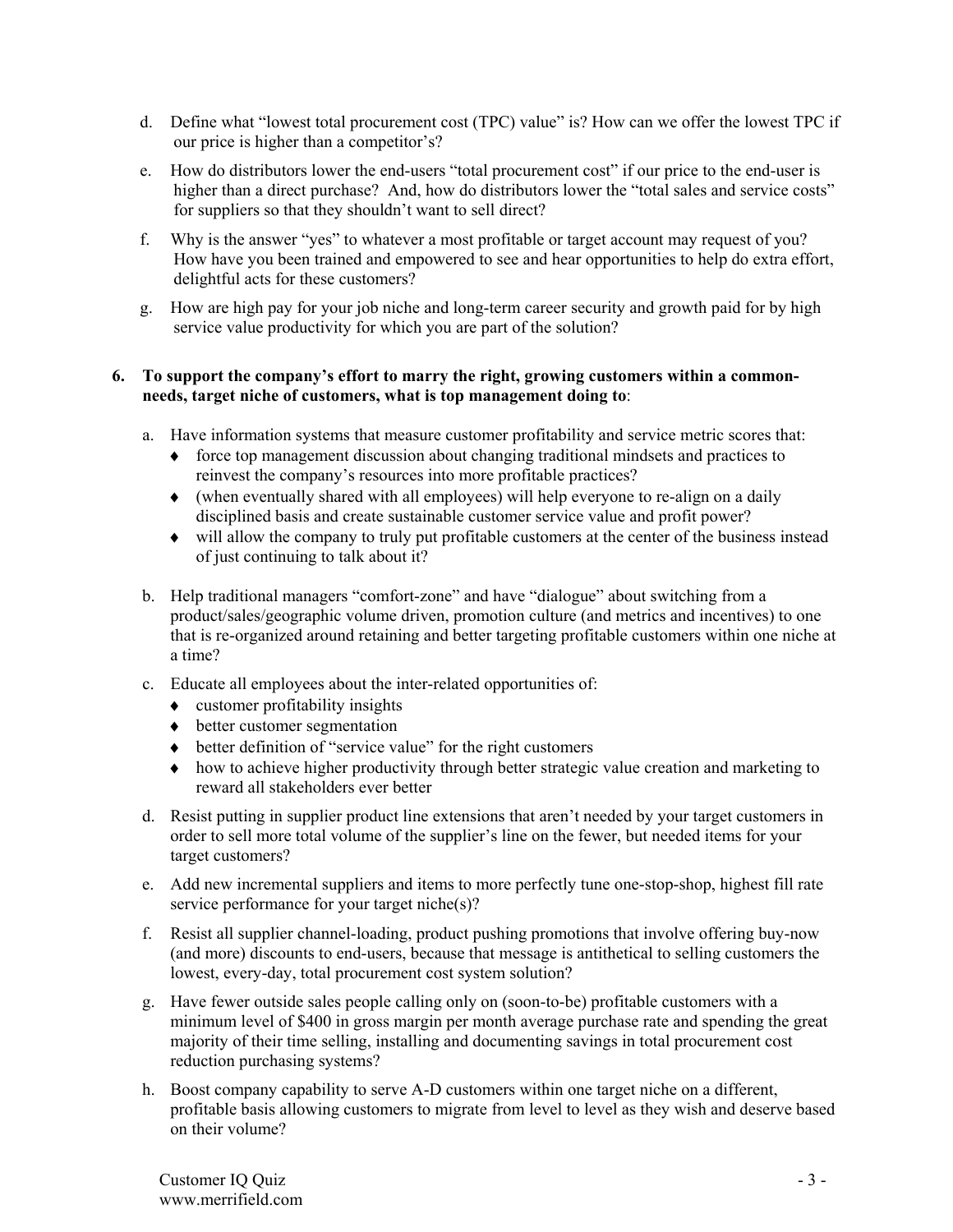d. Define what "lowest total procurement cost (TPC) value" is? How can we offer the lowest TPC if our price is higher than a competitor's?

e. How do distributors lower the end-users "total procurement cost" if our price to the end-user is higher than a direct purchase? And, how do distributors lower the "total sales and service costs" for suppliers so that they shouldn't want to sell direct?

f. Why is the answer "yes" to whatever a most profitable or target account may request of you? How have you been trained and empowered to see and hear opportunities to help do extra effort, delightful acts for these customers?

g. How are high pay for your job niche and long-term career security and growth paid for by high service value productivity for which you are part of the solution?

**6. To support the company's effort to marry the right, growing customers within a common-needs, target niche of customers, what is top management doing to**:

a. Have information systems that measure customer profitability and service metric scores that:
   - force top management discussion about changing traditional mindsets and practices to reinvest the company's resources into more profitable practices?
   - (when eventually shared with all employees) will help everyone to re-align on a daily disciplined basis and create sustainable customer service value and profit power?
   - will allow the company to truly put profitable customers at the center of the business instead of just continuing to talk about it?

b. Help traditional managers "comfort-zone" and have "dialogue" about switching from a product/sales/geographic volume driven, promotion culture (and metrics and incentives) to one that is re-organized around retaining and better targeting profitable customers within one niche at a time?

c. Educate all employees about the inter-related opportunities of:
   - customer profitability insights
   - better customer segmentation
   - better definition of "service value" for the right customers
   - how to achieve higher productivity through better strategic value creation and marketing to reward all stakeholders ever better

d. Resist putting in supplier product line extensions that aren't needed by your target customers in order to sell more total volume of the supplier's line on the fewer, but needed items for your target customers?

e. Add new incremental suppliers and items to more perfectly tune one-stop-shop, highest fill rate service performance for your target niche(s)?

f. Resist all supplier channel-loading, product pushing promotions that involve offering buy-now (and more) discounts to end-users, because that message is antithetical to selling customers the lowest, every-day, total procurement cost system solution?

g. Have fewer outside sales people calling only on (soon-to-be) profitable customers with a minimum level of $400 in gross margin per month average purchase rate and spending the great majority of their time selling, installing and documenting savings in total procurement cost reduction purchasing systems?

h. Boost company capability to serve A-D customers within one target niche on a different, profitable basis allowing customers to migrate from level to level as they wish and deserve based on their volume?